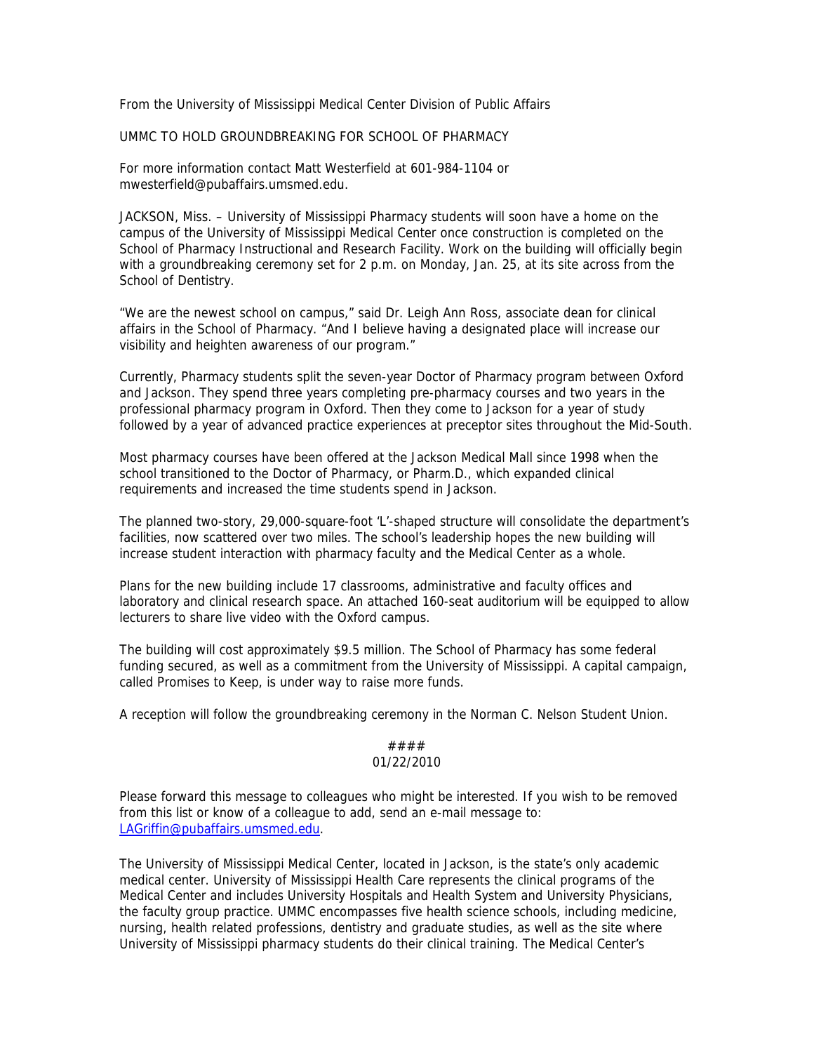From the University of Mississippi Medical Center Division of Public Affairs

# UMMC TO HOLD GROUNDBREAKING FOR SCHOOL OF PHARMACY

For more information contact Matt Westerfield at 601-984-1104 or mwesterfield@pubaffairs.umsmed.edu.

JACKSON, Miss. – University of Mississippi Pharmacy students will soon have a home on the campus of the University of Mississippi Medical Center once construction is completed on the School of Pharmacy Instructional and Research Facility. Work on the building will officially begin with a groundbreaking ceremony set for 2 p.m. on Monday, Jan. 25, at its site across from the School of Dentistry.

"We are the newest school on campus," said Dr. Leigh Ann Ross, associate dean for clinical affairs in the School of Pharmacy. "And I believe having a designated place will increase our visibility and heighten awareness of our program."

Currently, Pharmacy students split the seven-year Doctor of Pharmacy program between Oxford and Jackson. They spend three years completing pre-pharmacy courses and two years in the professional pharmacy program in Oxford. Then they come to Jackson for a year of study followed by a year of advanced practice experiences at preceptor sites throughout the Mid-South.

Most pharmacy courses have been offered at the Jackson Medical Mall since 1998 when the school transitioned to the Doctor of Pharmacy, or Pharm.D., which expanded clinical requirements and increased the time students spend in Jackson.

The planned two-story, 29,000-square-foot 'L'-shaped structure will consolidate the department's facilities, now scattered over two miles. The school's leadership hopes the new building will increase student interaction with pharmacy faculty and the Medical Center as a whole.

Plans for the new building include 17 classrooms, administrative and faculty offices and laboratory and clinical research space. An attached 160-seat auditorium will be equipped to allow lecturers to share live video with the Oxford campus.

The building will cost approximately $9.5 million. The School of Pharmacy has some federal funding secured, as well as a commitment from the University of Mississippi. A capital campaign, called Promises to Keep, is under way to raise more funds.

A reception will follow the groundbreaking ceremony in the Norman C. Nelson Student Union.

####

01/22/2010

Please forward this message to colleagues who might be interested. If you wish to be removed from this list or know of a colleague to add, send an e-mail message to: LAGriffin@pubaffairs.umsmed.edu.

The University of Mississippi Medical Center, located in Jackson, is the state's only academic medical center. University of Mississippi Health Care represents the clinical programs of the Medical Center and includes University Hospitals and Health System and University Physicians, the faculty group practice. UMMC encompasses five health science schools, including medicine, nursing, health related professions, dentistry and graduate studies, as well as the site where University of Mississippi pharmacy students do their clinical training. The Medical Center's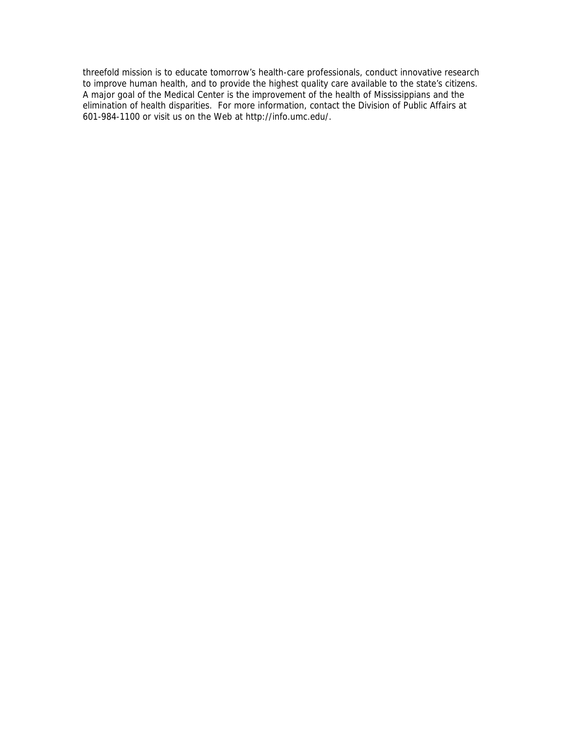threefold mission is to educate tomorrow's health-care professionals, conduct innovative research to improve human health, and to provide the highest quality care available to the state's citizens. A major goal of the Medical Center is the improvement of the health of Mississippians and the elimination of health disparities. For more information, contact the Division of Public Affairs at 601-984-1100 or visit us on the Web at http://info.umc.edu/.